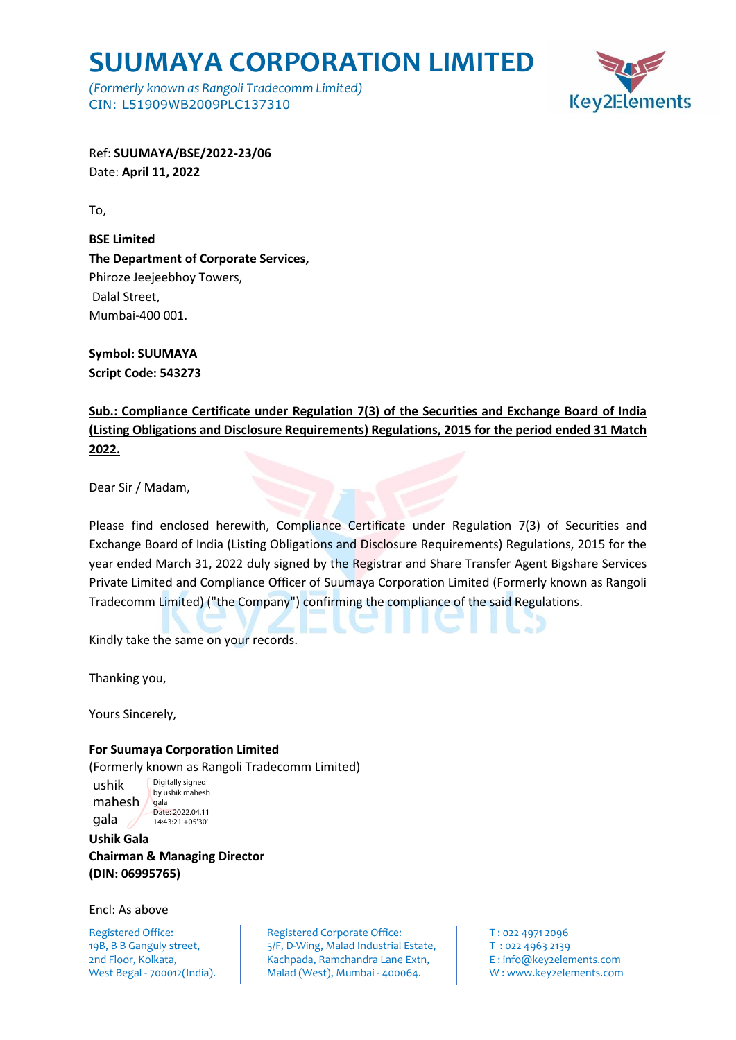# SUUMAYA CORPORATION LIMITED

*(Formerly known as Rangoli Tradecomm Limited)*
CIN: L51909WB2009PLC137310

Key2Elements

Ref: **SUUMAYA/BSE/2022-23/06**
Date: **April 11, 2022**

To,

**BSE Limited**
**The Department of Corporate Services,**
Phiroze Jeejeebhoy Towers,
Dalal Street,
Mumbai-400 001.

**Symbol: SUUMAYA**
**Script Code: 543273**

**Sub.: Compliance Certificate under Regulation 7(3) of the Securities and Exchange Board of India (Listing Obligations and Disclosure Requirements) Regulations, 2015 for the period ended 31 Match 2022.**

Dear Sir / Madam,

Please find enclosed herewith, Compliance Certificate under Regulation 7(3) of Securities and Exchange Board of India (Listing Obligations and Disclosure Requirements) Regulations, 2015 for the year ended March 31, 2022 duly signed by the Registrar and Share Transfer Agent Bigshare Services Private Limited and Compliance Officer of Suumaya Corporation Limited (Formerly known as Rangoli Tradecomm Limited) ("the Company") confirming the compliance of the said Regulations.

Kindly take the same on your records.

Thanking you,

Yours Sincerely,

**For Suumaya Corporation Limited**
(Formerly known as Rangoli Tradecomm Limited)

ushik mahesh gala
Digitally signed by ushik mahesh gala
Date: 2022.04.11 14:43:21 +05'30'

**Ushik Gala**
**Chairman & Managing Director**
**(DIN: 06995765)**

Encl: As above

Registered Office:
19B, B B Ganguly street,
2nd Floor, Kolkata,
West Begal - 700012(India).

Registered Corporate Office:
5/F, D-Wing, Malad Industrial Estate,
Kachpada, Ramchandra Lane Extn,
Malad (West), Mumbai - 400064.

T : 022 4971 2096
T : 022 4963 2139
E : info@key2elements.com
W : www.key2elements.com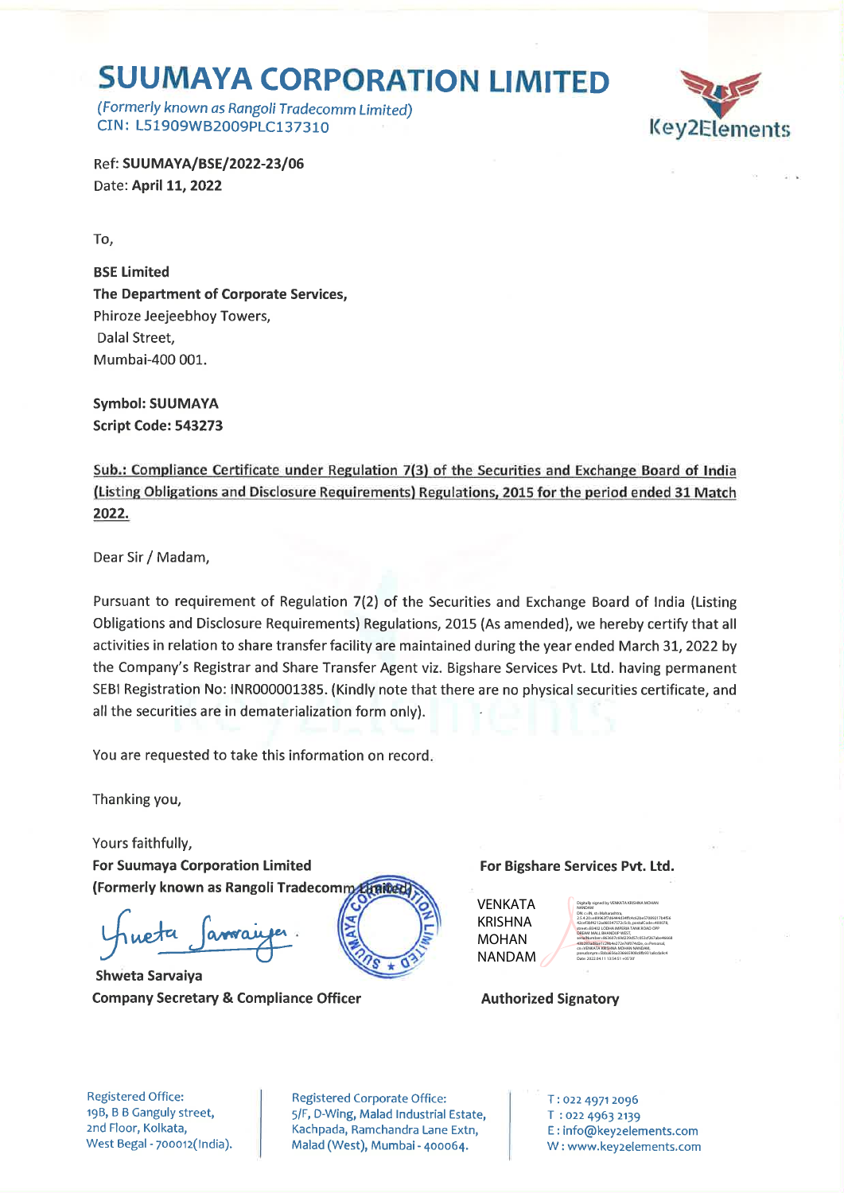# SUUMAYA CORPORATION LIMITED

*(Formerly known as Rangoli Tradecomm Limited)*
CIN: L51909WB2009PLC137310

Key2Elements

Ref: **SUUMAYA/BSE/2022-23/06**
Date: **April 11, 2022**

To,

**BSE Limited**
**The Department of Corporate Services,**
Phiroze Jeejeebhoy Towers,
Dalal Street,
Mumbai-400 001.

**Symbol: SUUMAYA**
**Script Code: 543273**

**Sub.: Compliance Certificate under Regulation 7(3) of the Securities and Exchange Board of India (Listing Obligations and Disclosure Requirements) Regulations, 2015 for the period ended 31 Match 2022.**

Dear Sir / Madam,

Pursuant to requirement of Regulation 7(2) of the Securities and Exchange Board of India (Listing Obligations and Disclosure Requirements) Regulations, 2015 (As amended), we hereby certify that all activities in relation to share transfer facility are maintained during the year ended March 31, 2022 by the Company's Registrar and Share Transfer Agent viz. Bigshare Services Pvt. Ltd. having permanent SEBI Registration No: INR000001385. (Kindly note that there are no physical securities certificate, and all the securities are in dematerialization form only).

You are requested to take this information on record.

Thanking you,

Yours faithfully,

**For Suumaya Corporation Limited**
**(Formerly known as Rangoli Tradecomm Limited)**

**Shweta Sarvaiya**
**Company Secretary & Compliance Officer**

**For Bigshare Services Pvt. Ltd.**

VENKATA KRISHNA MOHAN NANDAM

**Authorized Signatory**

Registered Office:
19B, B B Ganguly street,
2nd Floor, Kolkata,
West Begal - 700012(India).

Registered Corporate Office:
5/F, D-Wing, Malad Industrial Estate,
Kachpada, Ramchandra Lane Extn,
Malad (West), Mumbai - 400064.

T : 022 4971 2096
T : 022 4963 2139
E : info@key2elements.com
W : www.key2elements.com